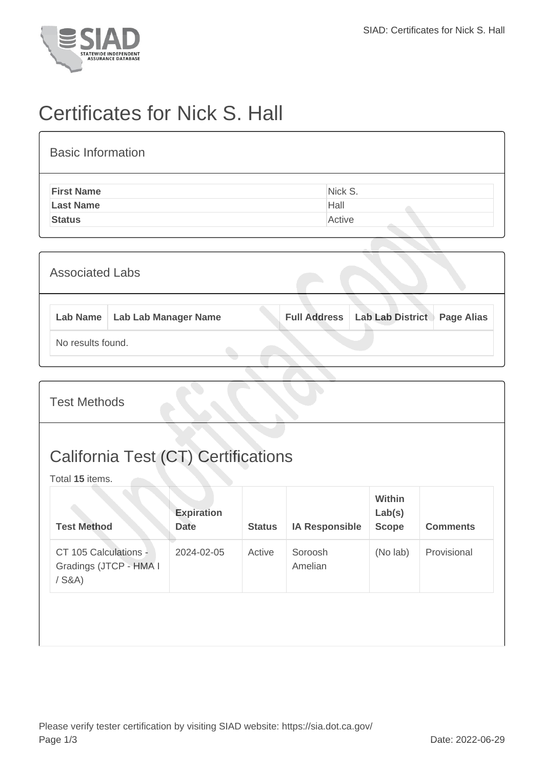# Certificates for Nick S. Hall

## Basic Information

| | |
|---|---|
| **First Name** | Nick S. |
| **Last Name** | Hall |
| **Status** | Active |

## Associated Labs

| Lab Name | Lab Lab Manager Name | Full Address | Lab Lab District | Page Alias |
|---|---|---|---|---|
| No results found. | | | | |

## Test Methods

## California Test (CT) Certifications

Total **15** items.

| Test Method | Expiration Date | Status | IA Responsible | Within Lab(s) Scope | Comments |
|---|---|---|---|---|---|
| CT 105 Calculations - Gradings (JTCP - HMA I / S&A) | 2024-02-05 | Active | Soroosh Amelian | (No lab) | Provisional |

Please verify tester certification by visiting SIAD website: https://sia.dot.ca.gov/

Date: 2022-06-29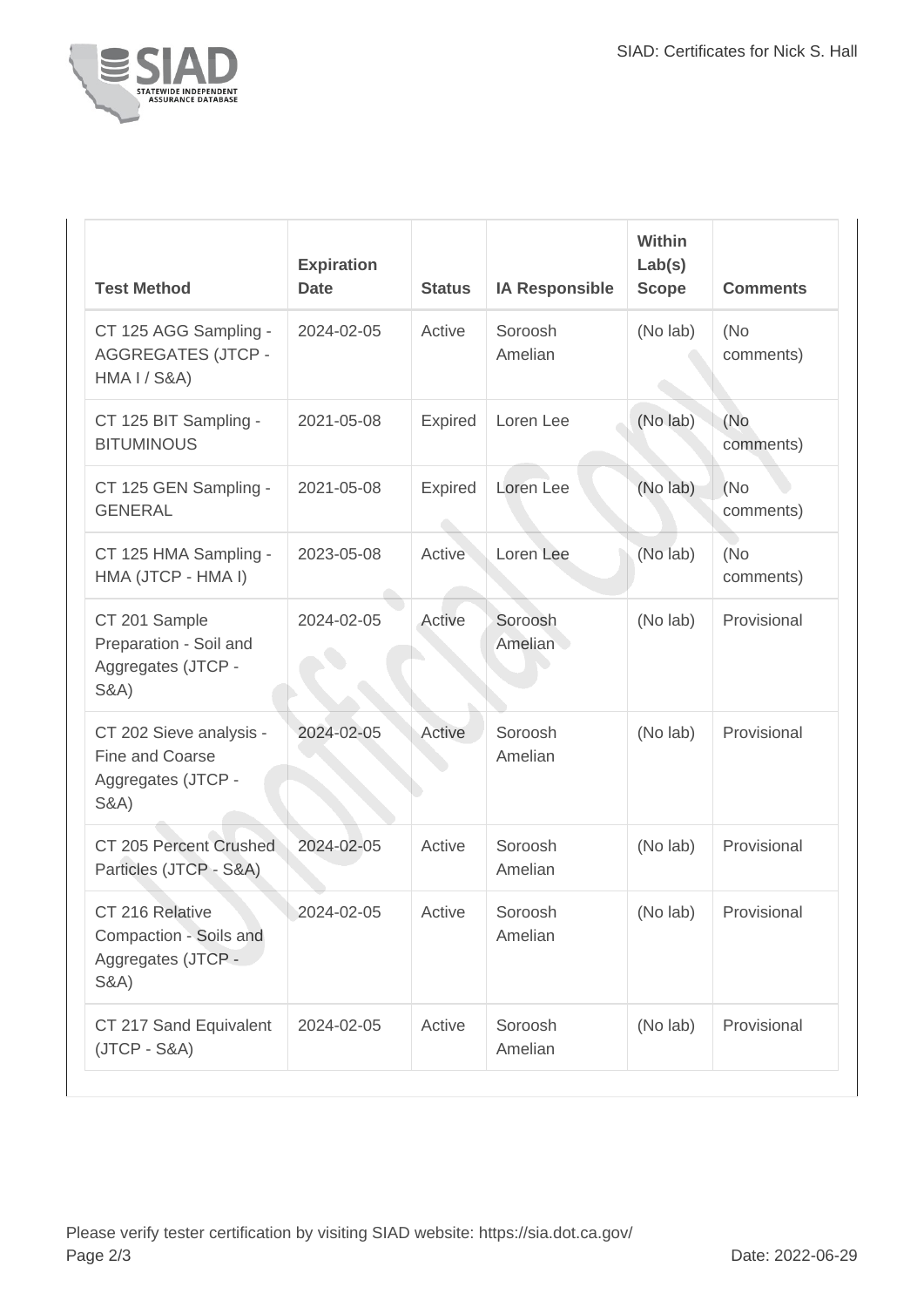| Test Method | Expiration Date | Status | IA Responsible | Within Lab(s) Scope | Comments |
|---|---|---|---|---|---|
| CT 125 AGG Sampling - AGGREGATES (JTCP - HMA I / S&A) | 2024-02-05 | Active | Soroosh Amelian | (No lab) | (No comments) |
| CT 125 BIT Sampling - BITUMINOUS | 2021-05-08 | Expired | Loren Lee | (No lab) | (No comments) |
| CT 125 GEN Sampling - GENERAL | 2021-05-08 | Expired | Loren Lee | (No lab) | (No comments) |
| CT 125 HMA Sampling - HMA (JTCP - HMA I) | 2023-05-08 | Active | Loren Lee | (No lab) | (No comments) |
| CT 201 Sample Preparation - Soil and Aggregates (JTCP - S&A) | 2024-02-05 | Active | Soroosh Amelian | (No lab) | Provisional |
| CT 202 Sieve analysis - Fine and Coarse Aggregates (JTCP - S&A) | 2024-02-05 | Active | Soroosh Amelian | (No lab) | Provisional |
| CT 205 Percent Crushed Particles (JTCP - S&A) | 2024-02-05 | Active | Soroosh Amelian | (No lab) | Provisional |
| CT 216 Relative Compaction - Soils and Aggregates (JTCP - S&A) | 2024-02-05 | Active | Soroosh Amelian | (No lab) | Provisional |
| CT 217 Sand Equivalent (JTCP - S&A) | 2024-02-05 | Active | Soroosh Amelian | (No lab) | Provisional |

Please verify tester certification by visiting SIAD website: https://sia.dot.ca.gov/

Date: 2022-06-29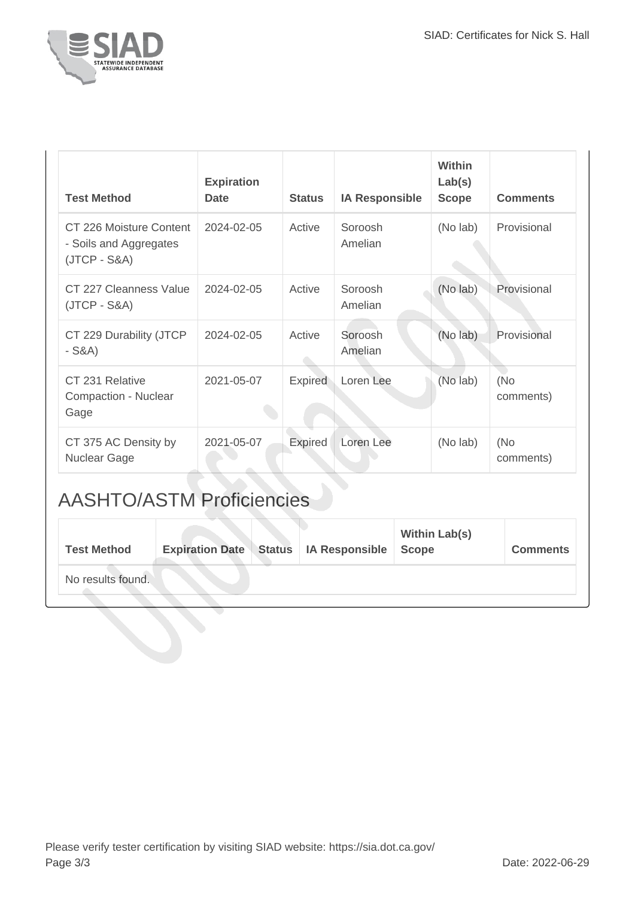| Test Method | Expiration Date | Status | IA Responsible | Within Lab(s) Scope | Comments |
|---|---|---|---|---|---|
| CT 226 Moisture Content - Soils and Aggregates (JTCP - S&A) | 2024-02-05 | Active | Soroosh Amelian | (No lab) | Provisional |
| CT 227 Cleanness Value (JTCP - S&A) | 2024-02-05 | Active | Soroosh Amelian | (No lab) | Provisional |
| CT 229 Durability (JTCP - S&A) | 2024-02-05 | Active | Soroosh Amelian | (No lab) | Provisional |
| CT 231 Relative Compaction - Nuclear Gage | 2021-05-07 | Expired | Loren Lee | (No lab) | (No comments) |
| CT 375 AC Density by Nuclear Gage | 2021-05-07 | Expired | Loren Lee | (No lab) | (No comments) |

## AASHTO/ASTM Proficiencies

| Test Method | Expiration Date | Status | IA Responsible | Within Lab(s) Scope | Comments |
|---|---|---|---|---|---|
| No results found. | | | | | |

Please verify tester certification by visiting SIAD website: https://sia.dot.ca.gov/

Date: 2022-06-29